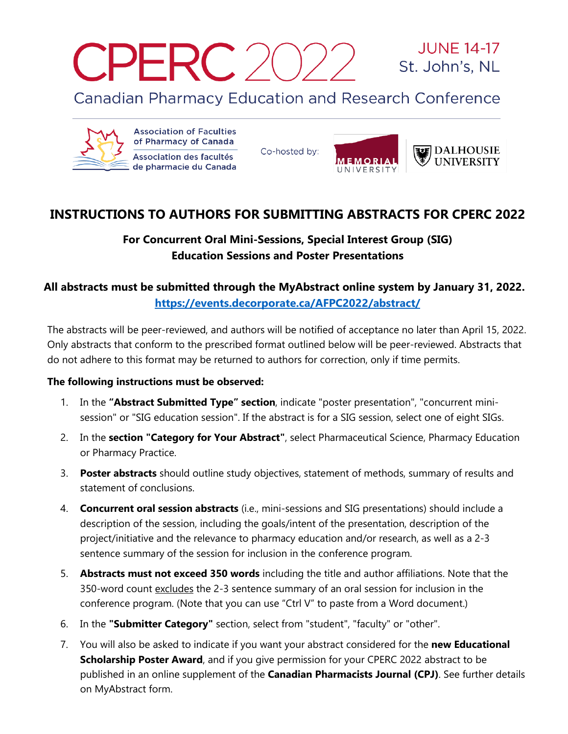# CPERC 2022

JUNE 14-17
St. John's, NL

Canadian Pharmacy Education and Research Conference

Association of Faculties of Pharmacy of Canada
Association des facultés de pharmacie du Canada

Co-hosted by: Memorial University | Dalhousie University

## INSTRUCTIONS TO AUTHORS FOR SUBMITTING ABSTRACTS FOR CPERC 2022

### For Concurrent Oral Mini-Sessions, Special Interest Group (SIG) Education Sessions and Poster Presentations

**All abstracts must be submitted through the MyAbstract online system by January 31, 2022.**
**https://events.decorporate.ca/AFPC2022/abstract/**

The abstracts will be peer-reviewed, and authors will be notified of acceptance no later than April 15, 2022. Only abstracts that conform to the prescribed format outlined below will be peer-reviewed. Abstracts that do not adhere to this format may be returned to authors for correction, only if time permits.

**The following instructions must be observed:**

1. In the **"Abstract Submitted Type" section**, indicate "poster presentation", "concurrent mini-session" or "SIG education session". If the abstract is for a SIG session, select one of eight SIGs.
2. In the **section "Category for Your Abstract"**, select Pharmaceutical Science, Pharmacy Education or Pharmacy Practice.
3. **Poster abstracts** should outline study objectives, statement of methods, summary of results and statement of conclusions.
4. **Concurrent oral session abstracts** (i.e., mini-sessions and SIG presentations) should include a description of the session, including the goals/intent of the presentation, description of the project/initiative and the relevance to pharmacy education and/or research, as well as a 2-3 sentence summary of the session for inclusion in the conference program.
5. **Abstracts must not exceed 350 words** including the title and author affiliations. Note that the 350-word count excludes the 2-3 sentence summary of an oral session for inclusion in the conference program. (Note that you can use "Ctrl V" to paste from a Word document.)
6. In the **"Submitter Category"** section, select from "student", "faculty" or "other".
7. You will also be asked to indicate if you want your abstract considered for the **new Educational Scholarship Poster Award**, and if you give permission for your CPERC 2022 abstract to be published in an online supplement of the **Canadian Pharmacists Journal (CPJ)**. See further details on MyAbstract form.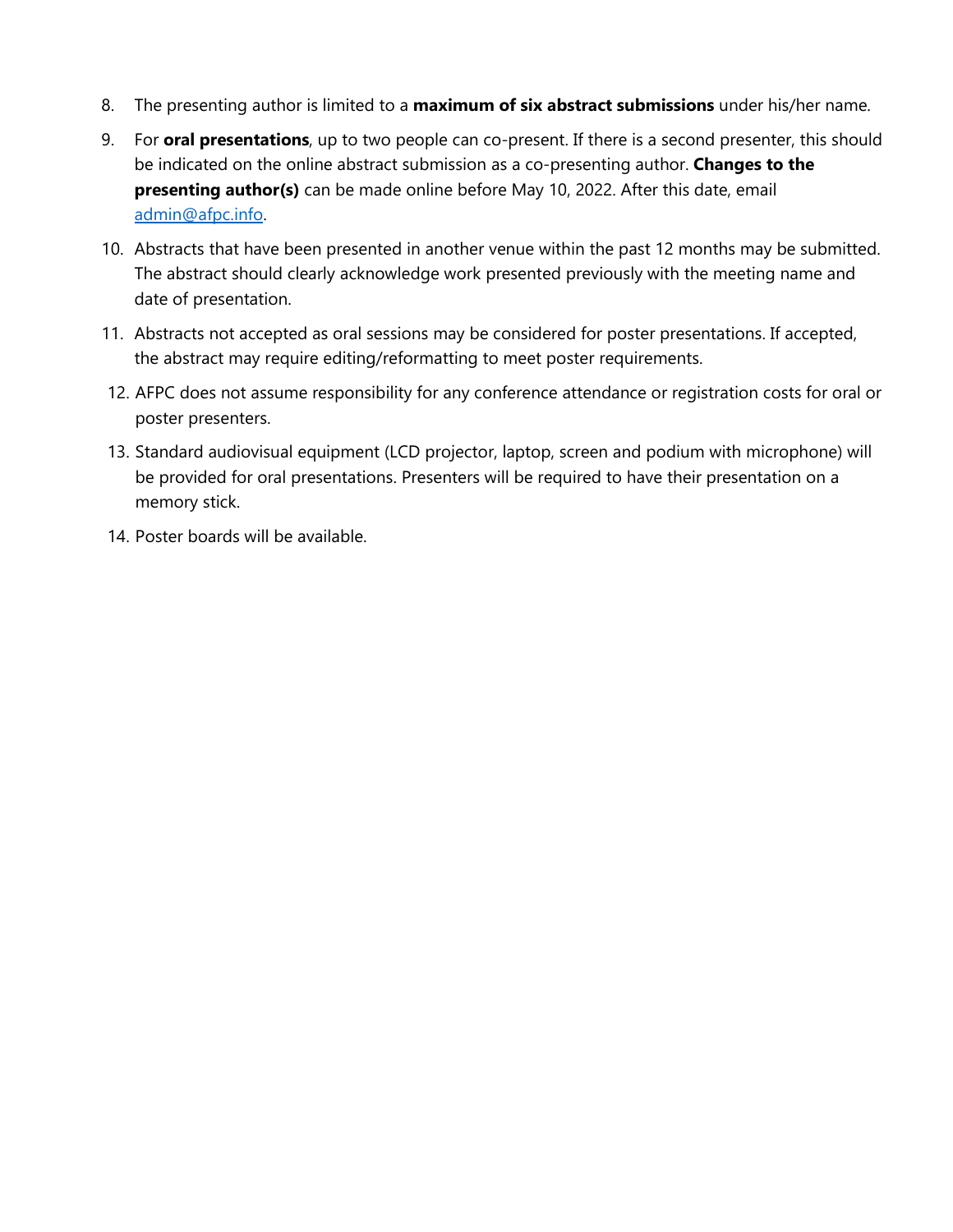8. The presenting author is limited to a **maximum of six abstract submissions** under his/her name.
9. For **oral presentations**, up to two people can co-present. If there is a second presenter, this should be indicated on the online abstract submission as a co-presenting author. **Changes to the presenting author(s)** can be made online before May 10, 2022. After this date, email admin@afpc.info.
10. Abstracts that have been presented in another venue within the past 12 months may be submitted. The abstract should clearly acknowledge work presented previously with the meeting name and date of presentation.
11. Abstracts not accepted as oral sessions may be considered for poster presentations. If accepted, the abstract may require editing/reformatting to meet poster requirements.
12. AFPC does not assume responsibility for any conference attendance or registration costs for oral or poster presenters.
13. Standard audiovisual equipment (LCD projector, laptop, screen and podium with microphone) will be provided for oral presentations. Presenters will be required to have their presentation on a memory stick.
14. Poster boards will be available.